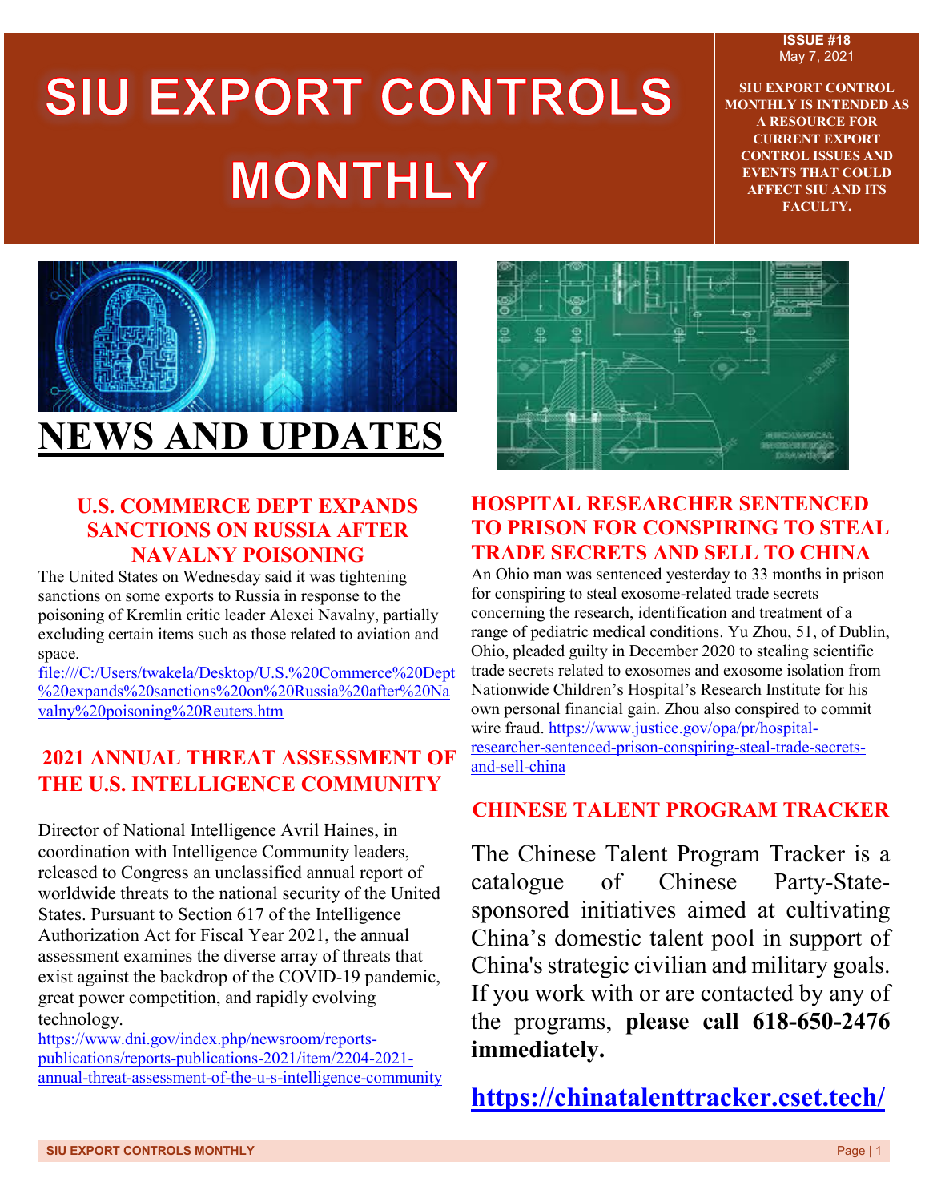# SIU EXPORT CONTROLS MONTHLY

**ISSUE #18**
May 7, 2021

**SIU EXPORT CONTROL MONTHLY IS INTENDED AS A RESOURCE FOR CURRENT EXPORT CONTROL ISSUES AND EVENTS THAT COULD AFFECT SIU AND ITS FACULTY.**

# NEWS AND UPDATES

### U.S. COMMERCE DEPT EXPANDS SANCTIONS ON RUSSIA AFTER NAVALNY POISONING

The United States on Wednesday said it was tightening sanctions on some exports to Russia in response to the poisoning of Kremlin critic leader Alexei Navalny, partially excluding certain items such as those related to aviation and space. [file:///C:/Users/twakela/Desktop/U.S.%20Commerce%20Dept%20expands%20sanctions%20on%20Russia%20after%20Navalny%20poisoning%20Reuters.htm](file:///C:/Users/twakela/Desktop/U.S.%20Commerce%20Dept%20expands%20sanctions%20on%20Russia%20after%20Navalny%20poisoning%20Reuters.htm)

### 2021 ANNUAL THREAT ASSESSMENT OF THE U.S. INTELLIGENCE COMMUNITY

Director of National Intelligence Avril Haines, in coordination with Intelligence Community leaders, released to Congress an unclassified annual report of worldwide threats to the national security of the United States. Pursuant to Section 617 of the Intelligence Authorization Act for Fiscal Year 2021, the annual assessment examines the diverse array of threats that exist against the backdrop of the COVID-19 pandemic, great power competition, and rapidly evolving technology.
[https://www.dni.gov/index.php/newsroom/reports-publications/reports-publications-2021/item/2204-2021-annual-threat-assessment-of-the-u-s-intelligence-community](https://www.dni.gov/index.php/newsroom/reports-publications/reports-publications-2021/item/2204-2021-annual-threat-assessment-of-the-u-s-intelligence-community)

### HOSPITAL RESEARCHER SENTENCED TO PRISON FOR CONSPIRING TO STEAL TRADE SECRETS AND SELL TO CHINA

An Ohio man was sentenced yesterday to 33 months in prison for conspiring to steal exosome-related trade secrets concerning the research, identification and treatment of a range of pediatric medical conditions. Yu Zhou, 51, of Dublin, Ohio, pleaded guilty in December 2020 to stealing scientific trade secrets related to exosomes and exosome isolation from Nationwide Children's Hospital's Research Institute for his own personal financial gain. Zhou also conspired to commit wire fraud. [https://www.justice.gov/opa/pr/hospital-researcher-sentenced-prison-conspiring-steal-trade-secrets-and-sell-china](https://www.justice.gov/opa/pr/hospital-researcher-sentenced-prison-conspiring-steal-trade-secrets-and-sell-china)

### CHINESE TALENT PROGRAM TRACKER

The Chinese Talent Program Tracker is a catalogue of Chinese Party-State-sponsored initiatives aimed at cultivating China's domestic talent pool in support of China's strategic civilian and military goals. If you work with or are contacted by any of the programs, **please call 618-650-2476 immediately.**

**[https://chinatalenttracker.cset.tech/](https://chinatalenttracker.cset.tech/)**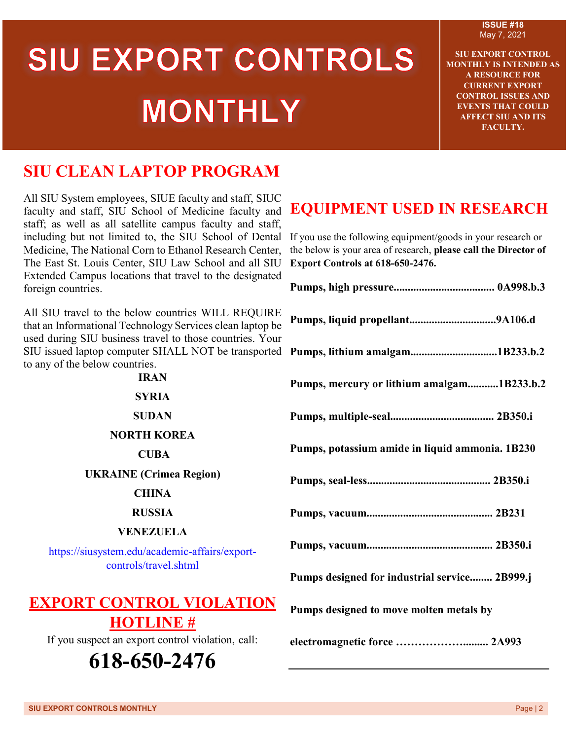# SIU EXPORT CONTROLS MONTHLY

**ISSUE #18**
May 7, 2021

**SIU EXPORT CONTROL MONTHLY IS INTENDED AS A RESOURCE FOR CURRENT EXPORT CONTROL ISSUES AND EVENTS THAT COULD AFFECT SIU AND ITS FACULTY.**

## SIU CLEAN LAPTOP PROGRAM

All SIU System employees, SIUE faculty and staff, SIUC faculty and staff, SIU School of Medicine faculty and staff; as well as all satellite campus faculty and staff, including but not limited to, the SIU School of Dental Medicine, The National Corn to Ethanol Research Center, The East St. Louis Center, SIU Law School and all SIU Extended Campus locations that travel to the designated foreign countries.

All SIU travel to the below countries WILL REQUIRE that an Informational Technology Services clean laptop be used during SIU business travel to those countries. Your SIU issued laptop computer SHALL NOT be transported to any of the below countries.

**IRAN**

**SYRIA**

**SUDAN**

**NORTH KOREA**

**CUBA**

**UKRAINE (Crimea Region)**

**CHINA**

**RUSSIA**

**VENEZUELA**

https://siusystem.edu/academic-affairs/export-controls/travel.shtml

## EXPORT CONTROL VIOLATION HOTLINE #

If you suspect an export control violation, call:

# 618-650-2476

## EQUIPMENT USED IN RESEARCH

If you use the following equipment/goods in your research or the below is your area of research, **please call the Director of Export Controls at 618-650-2476.**

**Pumps, high pressure.................................... 0A998.b.3**

**Pumps, liquid propellant...............................9A106.d**

**Pumps, lithium amalgam...............................1B233.b.2**

**Pumps, mercury or lithium amalgam...........1B233.b.2**

**Pumps, multiple-seal..................................... 2B350.i**

**Pumps, potassium amide in liquid ammonia. 1B230**

**Pumps, seal-less............................................ 2B350.i**

**Pumps, vacuum............................................ 2B231**

**Pumps, vacuum............................................ 2B350.i**

**Pumps designed for industrial service........ 2B999.j**

**Pumps designed to move molten metals by electromagnetic force ………………........ 2A993**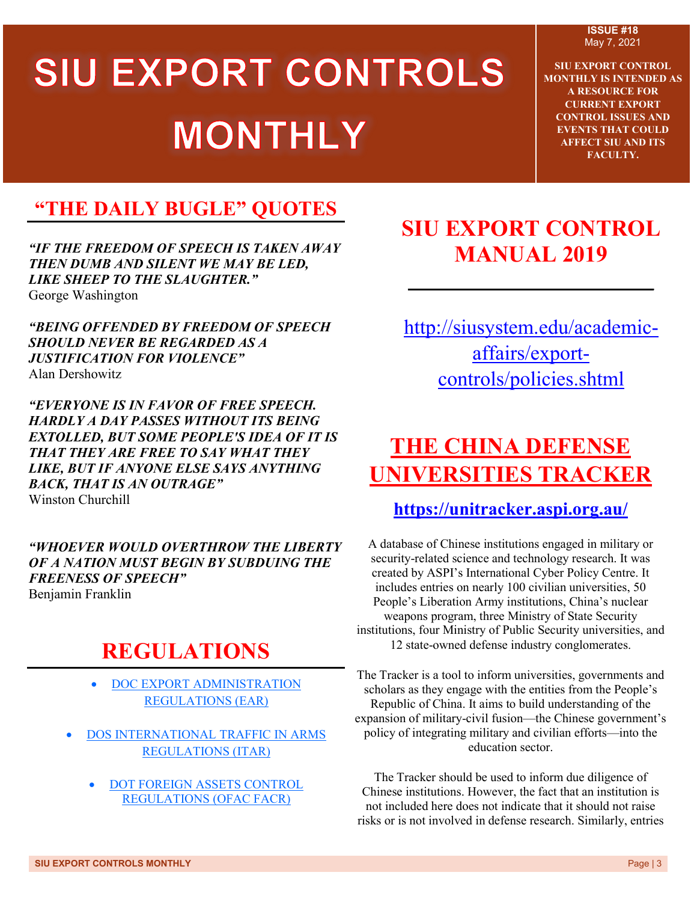# SIU EXPORT CONTROLS MONTHLY

**ISSUE #18**
May 7, 2021

**SIU EXPORT CONTROL MONTHLY IS INTENDED AS A RESOURCE FOR CURRENT EXPORT CONTROL ISSUES AND EVENTS THAT COULD AFFECT SIU AND ITS FACULTY.**

## "THE DAILY BUGLE" QUOTES

***"IF THE FREEDOM OF SPEECH IS TAKEN AWAY THEN DUMB AND SILENT WE MAY BE LED, LIKE SHEEP TO THE SLAUGHTER."***
George Washington

***"BEING OFFENDED BY FREEDOM OF SPEECH SHOULD NEVER BE REGARDED AS A JUSTIFICATION FOR VIOLENCE"***
Alan Dershowitz

***"EVERYONE IS IN FAVOR OF FREE SPEECH. HARDLY A DAY PASSES WITHOUT ITS BEING EXTOLLED, BUT SOME PEOPLE'S IDEA OF IT IS THAT THEY ARE FREE TO SAY WHAT THEY LIKE, BUT IF ANYONE ELSE SAYS ANYTHING BACK, THAT IS AN OUTRAGE"***
Winston Churchill

***"WHOEVER WOULD OVERTHROW THE LIBERTY OF A NATION MUST BEGIN BY SUBDUING THE FREENESS OF SPEECH"***
Benjamin Franklin

## REGULATIONS

- DOC EXPORT ADMINISTRATION REGULATIONS (EAR)
- DOS INTERNATIONAL TRAFFIC IN ARMS REGULATIONS (ITAR)
- DOT FOREIGN ASSETS CONTROL REGULATIONS (OFAC FACR)

## SIU EXPORT CONTROL MANUAL 2019

http://siusystem.edu/academic-affairs/export-controls/policies.shtml

## THE CHINA DEFENSE UNIVERSITIES TRACKER

**https://unitracker.aspi.org.au/**

A database of Chinese institutions engaged in military or security-related science and technology research. It was created by ASPI's International Cyber Policy Centre. It includes entries on nearly 100 civilian universities, 50 People's Liberation Army institutions, China's nuclear weapons program, three Ministry of State Security institutions, four Ministry of Public Security universities, and 12 state-owned defense industry conglomerates.

The Tracker is a tool to inform universities, governments and scholars as they engage with the entities from the People's Republic of China. It aims to build understanding of the expansion of military-civil fusion—the Chinese government's policy of integrating military and civilian efforts—into the education sector.

The Tracker should be used to inform due diligence of Chinese institutions. However, the fact that an institution is not included here does not indicate that it should not raise risks or is not involved in defense research. Similarly, entries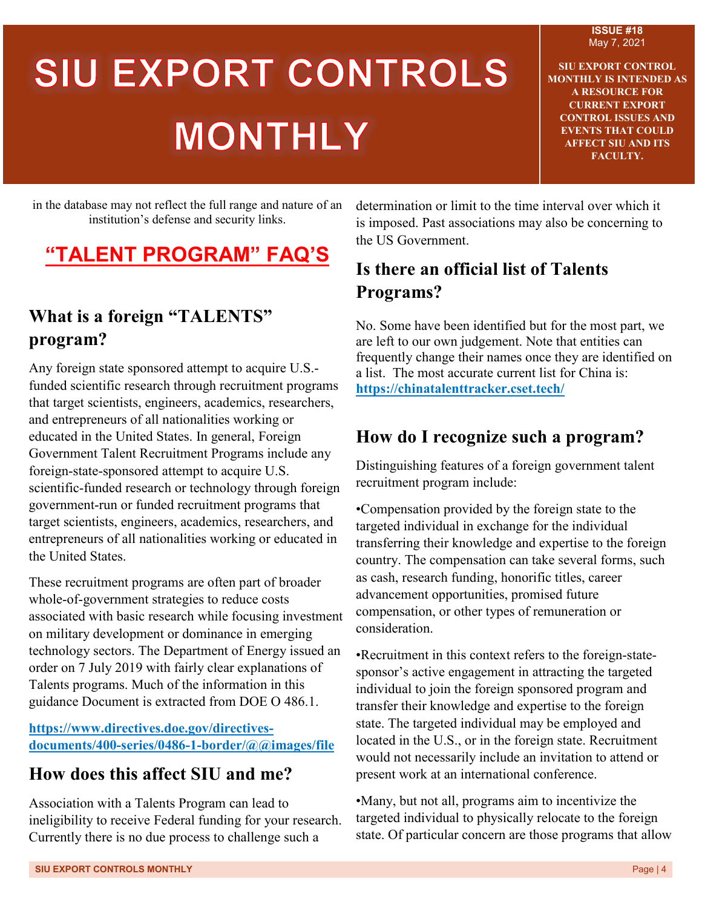in the database may not reflect the full range and nature of an institution's defense and security links.

## "TALENT PROGRAM" FAQ'S

### What is a foreign "TALENTS" program?

Any foreign state sponsored attempt to acquire U.S.-funded scientific research through recruitment programs that target scientists, engineers, academics, researchers, and entrepreneurs of all nationalities working or educated in the United States. In general, Foreign Government Talent Recruitment Programs include any foreign-state-sponsored attempt to acquire U.S. scientific-funded research or technology through foreign government-run or funded recruitment programs that target scientists, engineers, academics, researchers, and entrepreneurs of all nationalities working or educated in the United States.

These recruitment programs are often part of broader whole-of-government strategies to reduce costs associated with basic research while focusing investment on military development or dominance in emerging technology sectors. The Department of Energy issued an order on 7 July 2019 with fairly clear explanations of Talents programs. Much of the information in this guidance Document is extracted from DOE O 486.1.

**https://www.directives.doe.gov/directives-documents/400-series/0486-1-border/@@images/file**

### How does this affect SIU and me?

Association with a Talents Program can lead to ineligibility to receive Federal funding for your research. Currently there is no due process to challenge such a determination or limit to the time interval over which it is imposed. Past associations may also be concerning to the US Government.

### Is there an official list of Talents Programs?

No. Some have been identified but for the most part, we are left to our own judgement. Note that entities can frequently change their names once they are identified on a list. The most accurate current list for China is: **https://chinatalenttracker.cset.tech/**

### How do I recognize such a program?

Distinguishing features of a foreign government talent recruitment program include:

•Compensation provided by the foreign state to the targeted individual in exchange for the individual transferring their knowledge and expertise to the foreign country. The compensation can take several forms, such as cash, research funding, honorific titles, career advancement opportunities, promised future compensation, or other types of remuneration or consideration.

•Recruitment in this context refers to the foreign-state-sponsor's active engagement in attracting the targeted individual to join the foreign sponsored program and transfer their knowledge and expertise to the foreign state. The targeted individual may be employed and located in the U.S., or in the foreign state. Recruitment would not necessarily include an invitation to attend or present work at an international conference.

•Many, but not all, programs aim to incentivize the targeted individual to physically relocate to the foreign state. Of particular concern are those programs that allow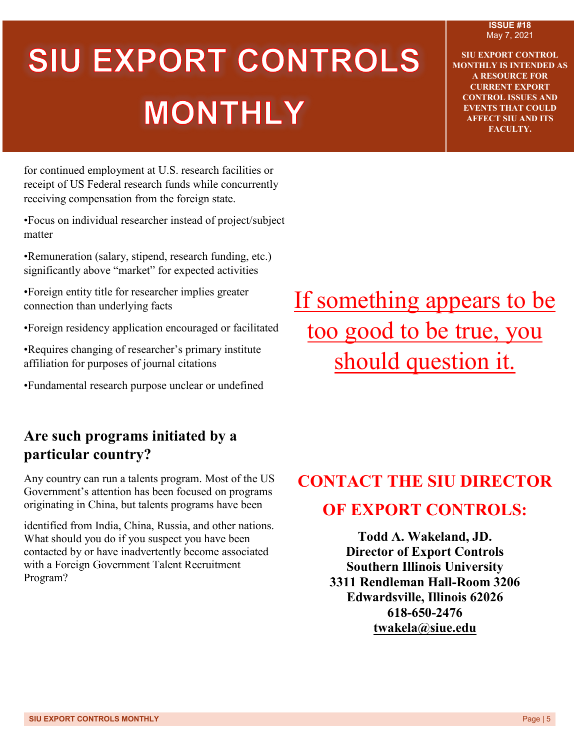for continued employment at U.S. research facilities or receipt of US Federal research funds while concurrently receiving compensation from the foreign state.

•Focus on individual researcher instead of project/subject matter

•Remuneration (salary, stipend, research funding, etc.) significantly above "market" for expected activities

•Foreign entity title for researcher implies greater connection than underlying facts

•Foreign residency application encouraged or facilitated

•Requires changing of researcher's primary institute affiliation for purposes of journal citations

•Fundamental research purpose unclear or undefined

## Are such programs initiated by a particular country?

Any country can run a talents program. Most of the US Government's attention has been focused on programs originating in China, but talents programs have been identified from India, China, Russia, and other nations. What should you do if you suspect you have been contacted by or have inadvertently become associated with a Foreign Government Talent Recruitment Program?

If something appears to be too good to be true, you should question it.

## CONTACT THE SIU DIRECTOR OF EXPORT CONTROLS:

**Todd A. Wakeland, JD.**
**Director of Export Controls**
**Southern Illinois University**
**3311 Rendleman Hall-Room 3206**
**Edwardsville, Illinois 62026**
**618-650-2476**
**twakela@siue.edu**